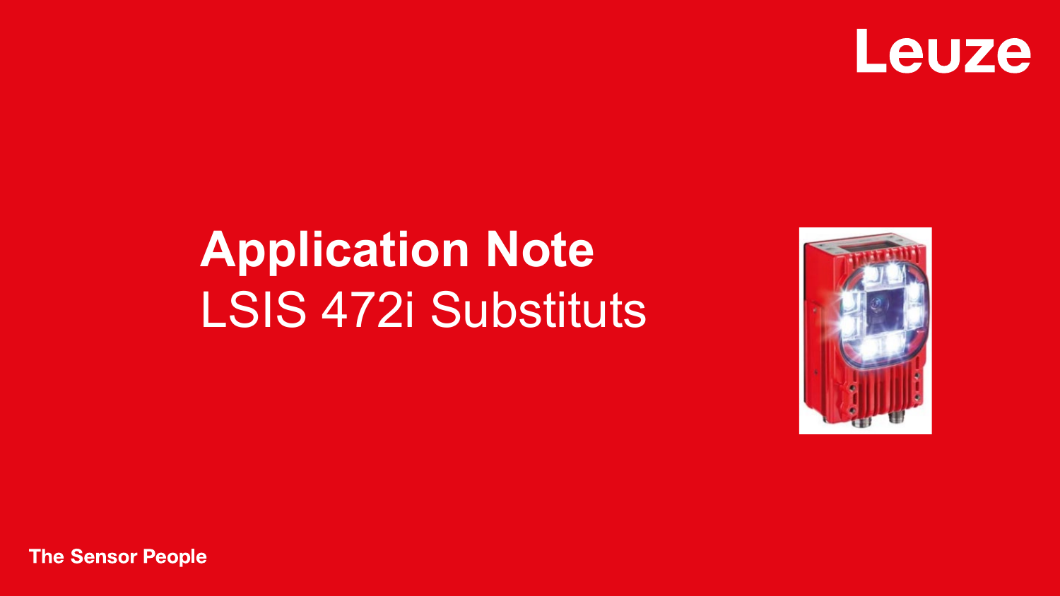Leuze

# Application Note
LSIS 472i Substituts

The Sensor People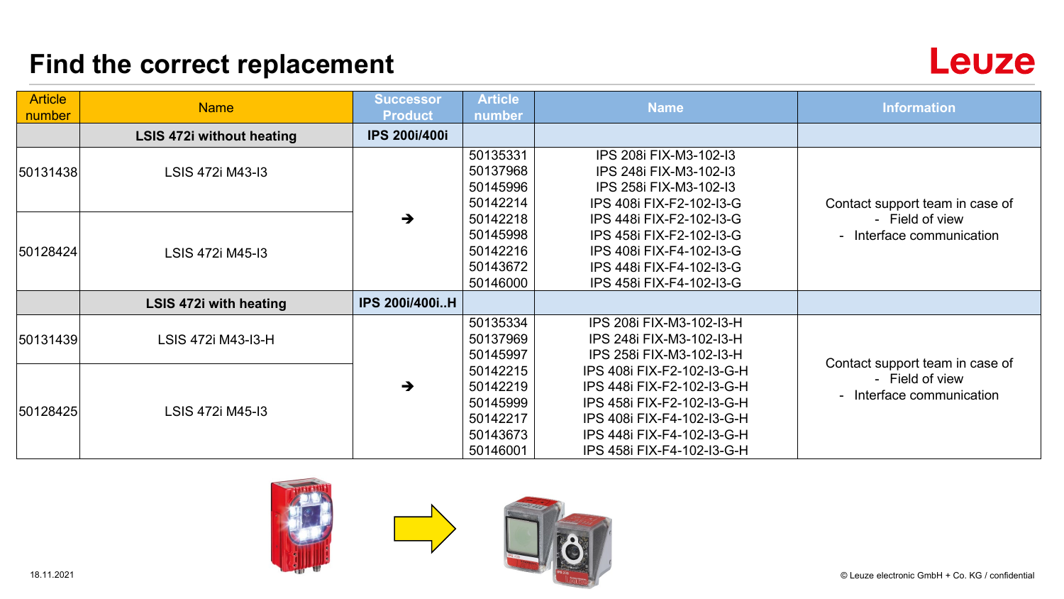# Find the correct replacement

| Article number | Name | Successor Product | Article number | Name | Information |
|---|---|---|---|---|---|
| | **LSIS 472i without heating** | **IPS 200i/400i** | | | |
| 50131438 | LSIS 472i M43-I3 | ➔ | 50135331<br>50137968<br>50145996<br>50142214<br>50142218<br>50145998<br>50142216<br>50143672<br>50146000 | IPS 208i FIX-M3-102-I3<br>IPS 248i FIX-M3-102-I3<br>IPS 258i FIX-M3-102-I3<br>IPS 408i FIX-F2-102-I3-G<br>IPS 448i FIX-F2-102-I3-G<br>IPS 458i FIX-F2-102-I3-G<br>IPS 408i FIX-F4-102-I3-G<br>IPS 448i FIX-F4-102-I3-G<br>IPS 458i FIX-F4-102-I3-G | Contact support team in case of<br>- Field of view<br>- Interface communication |
| 50128424 | LSIS 472i M45-I3 | | | | |
| | **LSIS 472i with heating** | **IPS 200i/400i..H** | | | |
| 50131439 | LSIS 472i M43-I3-H | ➔ | 50135334<br>50137969<br>50145997<br>50142215<br>50142219<br>50145999<br>50142217<br>50143673<br>50146001 | IPS 208i FIX-M3-102-I3-H<br>IPS 248i FIX-M3-102-I3-H<br>IPS 258i FIX-M3-102-I3-H<br>IPS 408i FIX-F2-102-I3-G-H<br>IPS 448i FIX-F2-102-I3-G-H<br>IPS 458i FIX-F2-102-I3-G-H<br>IPS 408i FIX-F4-102-I3-G-H<br>IPS 448i FIX-F4-102-I3-G-H<br>IPS 458i FIX-F4-102-I3-G-H | Contact support team in case of<br>- Field of view<br>- Interface communication |
| 50128425 | LSIS 472i M45-I3 | | | | |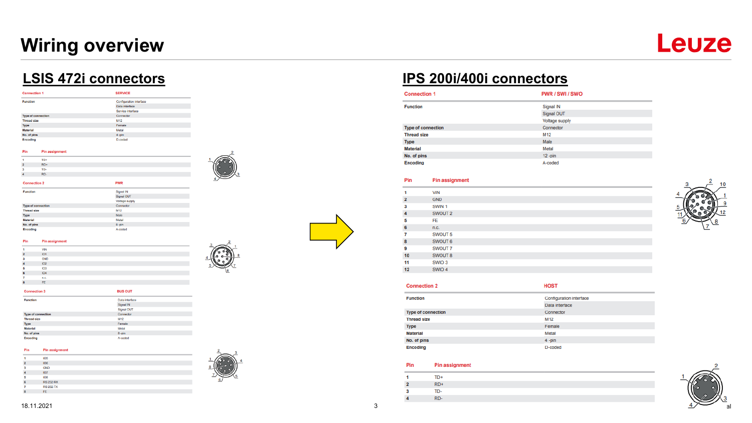# Wiring overview

## LSIS 472i connectors

| Connection 1 | SERVICE |
|---|---|
| Function | Configuration interface |
| | Data interface |
| | Service interface |
| Type of connection | Connector |
| Thread size | M12 |
| Type | Female |
| Material | Metal |
| No. of pins | 4 -pin |
| Encoding | D-coded |

| Pin | Pin assignment |
|---|---|
| 1 | TD+ |
| 2 | RD+ |
| 3 | TD- |
| 4 | RD- |

| Connection 2 | PWR |
|---|---|
| Function | Signal IN |
| | Signal OUT |
| | Voltage supply |
| Type of connection | Connector |
| Thread size | M12 |
| Type | Male |
| Material | Metal |
| No. of pins | 8 -pin |
| Encoding | A-coded |

| Pin | Pin assignment |
|---|---|
| 1 | VIN |
| 2 | IO1 |
| 3 | GND |
| 4 | IO2 |
| 5 | IO3 |
| 6 | IO4 |
| 7 | n.c. |
| 8 | FE |

| Connection 3 | BUS OUT |
|---|---|
| Function | Data interface |
| | Signal IN |
| | Signal OUT |
| Type of connection | Connector |
| Thread size | M12 |
| Type | Female |
| Material | Metal |
| No. of pins | 8 -pin |
| Encoding | A-coded |

| Pin | Pin assignment |
|---|---|
| 1 | IO5 |
| 2 | IO6 |
| 3 | GND |
| 4 | IO7 |
| 5 | IO8 |
| 6 | RS 232-RX |
| 7 | RS 232-TX |
| 8 | FE |

## IPS 200i/400i connectors

| Connection 1 | PWR / SWI / SWO |
|---|---|
| Function | Signal IN |
| | Signal OUT |
| | Voltage supply |
| Type of connection | Connector |
| Thread size | M12 |
| Type | Male |
| Material | Metal |
| No. of pins | 12 -pin |
| Encoding | A-coded |

| Pin | Pin assignment |
|---|---|
| 1 | VIN |
| 2 | GND |
| 3 | SWIN 1 |
| 4 | SWOUT 2 |
| 5 | FE |
| 6 | n.c. |
| 7 | SWOUT 5 |
| 8 | SWOUT 6 |
| 9 | SWOUT 7 |
| 10 | SWOUT 8 |
| 11 | SWIO 3 |
| 12 | SWIO 4 |

| Connection 2 | HOST |
|---|---|
| Function | Configuration interface |
| | Data interface |
| Type of connection | Connector |
| Thread size | M12 |
| Type | Female |
| Material | Metal |
| No. of pins | 4 -pin |
| Encoding | D-coded |

| Pin | Pin assignment |
|---|---|
| 1 | TD+ |
| 2 | RD+ |
| 3 | TD- |
| 4 | RD- |

18.11.2021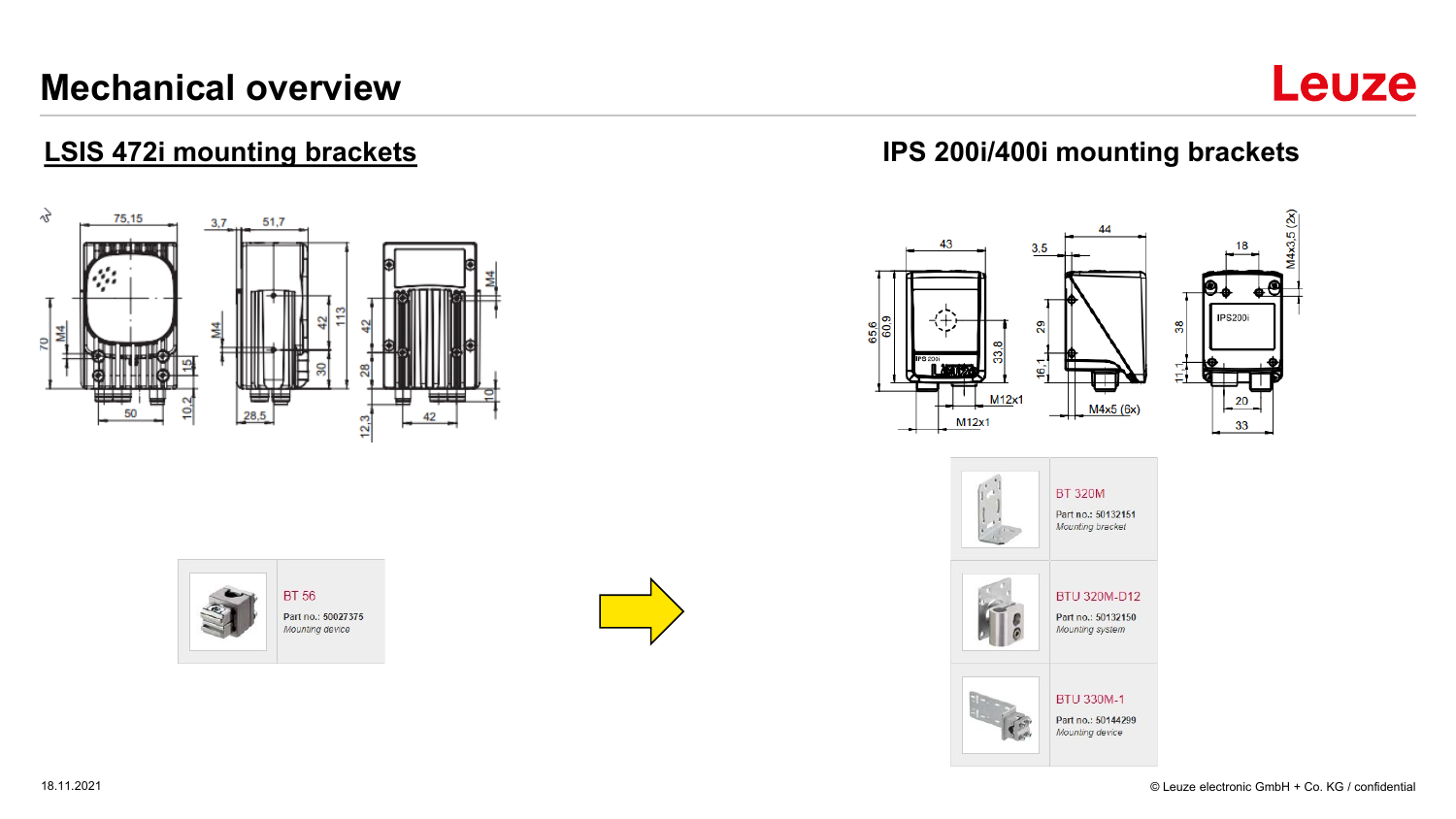# Mechanical overview

## LSIS 472i mounting brackets

| BT 56 |
| --- |
| Part no.: 50027375 |
| *Mounting device* |

## IPS 200i/400i mounting brackets

| BT 320M |
| --- |
| Part no.: 50132151 |
| *Mounting bracket* |

| BTU 320M-D12 |
| --- |
| Part no.: 50132150 |
| *Mounting system* |

| BTU 330M-1 |
| --- |
| Part no.: 50144299 |
| *Mounting device* |

18.11.2021

© Leuze electronic GmbH + Co. KG / confidential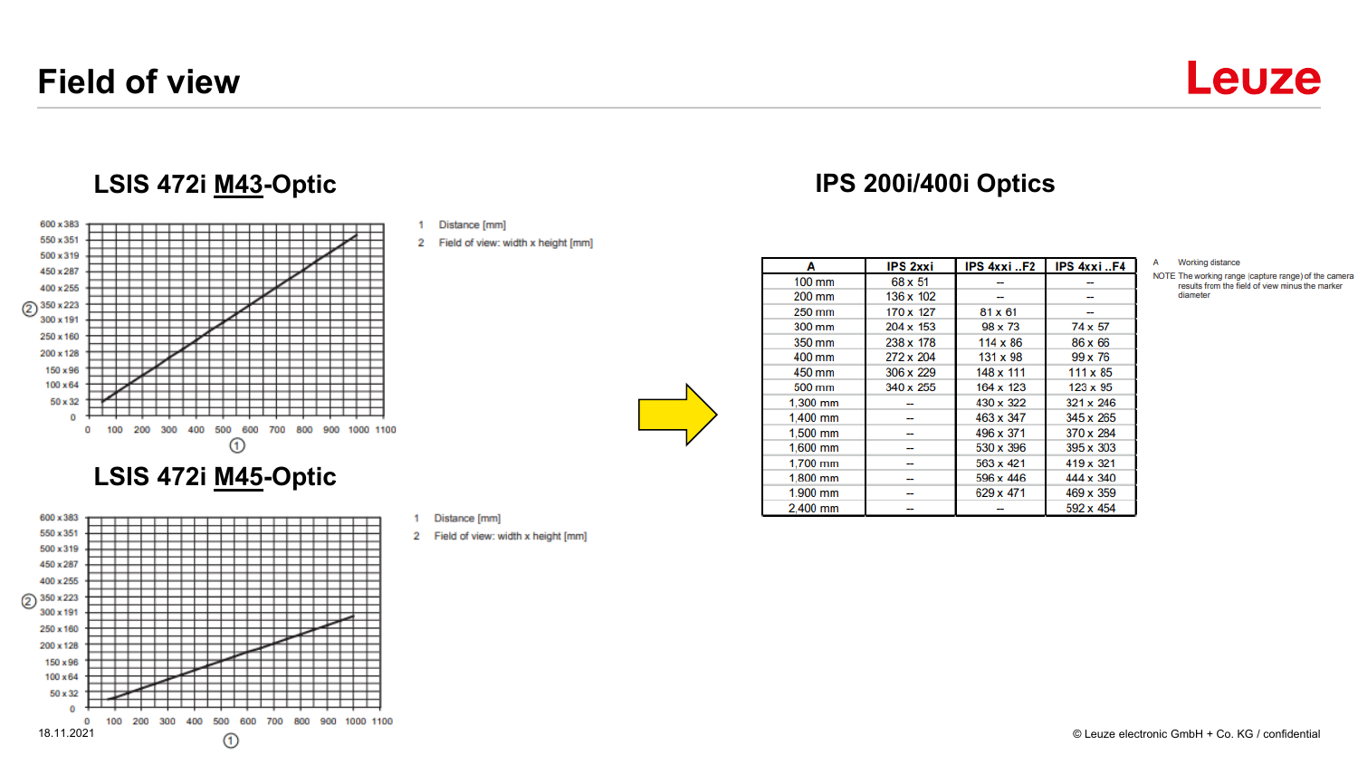# Field of view

## LSIS 472i M43-Optic

1 Distance [mm]

2 Field of view: width x height [mm]

## LSIS 472i M45-Optic

1 Distance [mm]

2 Field of view: width x height [mm]

## IPS 200i/400i Optics

| A | IPS 2xxi | IPS 4xxi ..F2 | IPS 4xxi ..F4 |
|---|---|---|---|
| 100 mm | 68 x 51 | -- | -- |
| 200 mm | 136 x 102 | -- | -- |
| 250 mm | 170 x 127 | 81 x 61 | -- |
| 300 mm | 204 x 153 | 98 x 73 | 74 x 57 |
| 350 mm | 238 x 178 | 114 x 86 | 86 x 66 |
| 400 mm | 272 x 204 | 131 x 98 | 99 x 76 |
| 450 mm | 306 x 229 | 148 x 111 | 111 x 85 |
| 500 mm | 340 x 255 | 164 x 123 | 123 x 95 |
| 1,300 mm | -- | 430 x 322 | 321 x 246 |
| 1,400 mm | -- | 463 x 347 | 345 x 265 |
| 1,500 mm | -- | 496 x 371 | 370 x 284 |
| 1,600 mm | -- | 530 x 396 | 395 x 303 |
| 1,700 mm | -- | 563 x 421 | 419 x 321 |
| 1,800 mm | -- | 596 x 446 | 444 x 340 |
| 1,900 mm | -- | 629 x 471 | 469 x 359 |
| 2,400 mm | -- | -- | 592 x 454 |

A Working distance

NOTE The working range (capture range) of the camera results from the field of view minus the marker diameter

18.11.2021

© Leuze electronic GmbH + Co. KG / confidential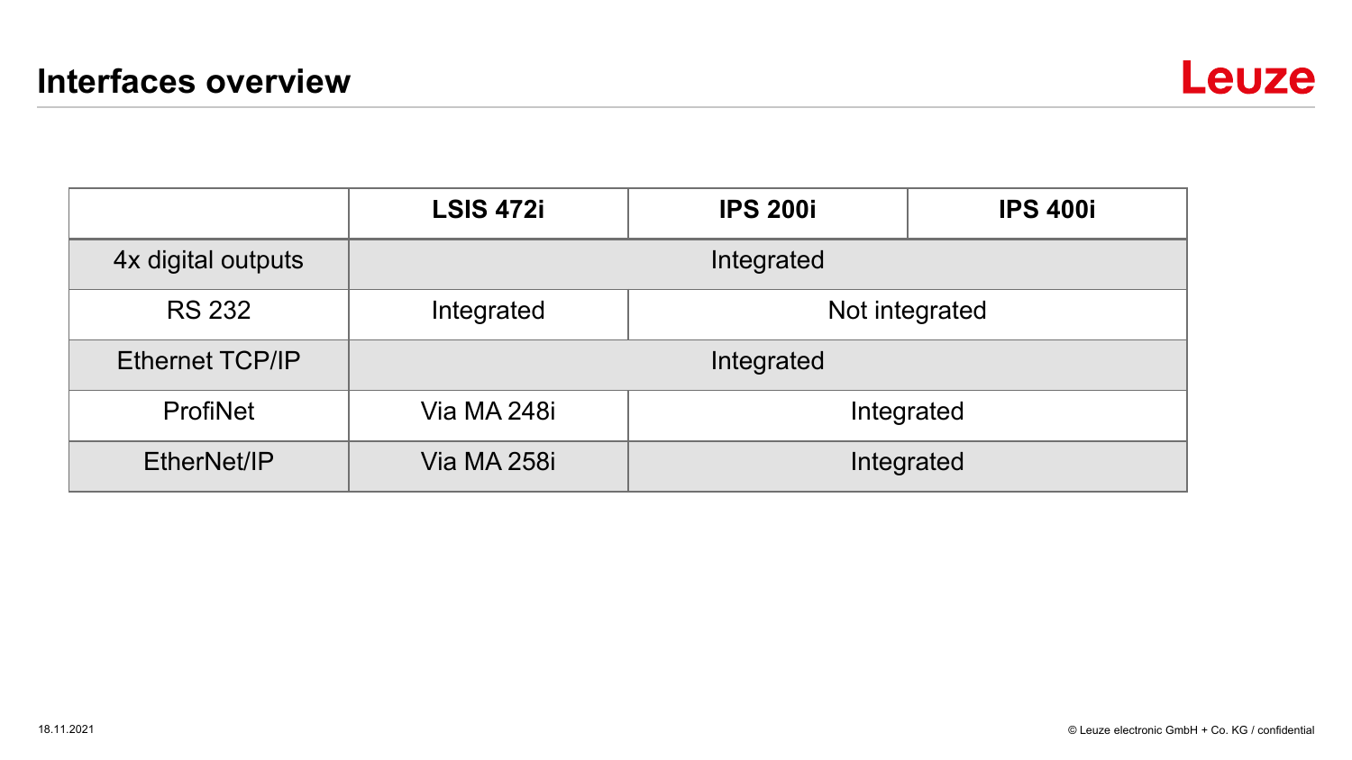# Interfaces overview

| | LSIS 472i | IPS 200i | IPS 400i |
|---|---|---|---|
| 4x digital outputs | Integrated | | |
| RS 232 | Integrated | Not integrated | |
| Ethernet TCP/IP | Integrated | | |
| ProfiNet | Via MA 248i | Integrated | |
| EtherNet/IP | Via MA 258i | Integrated | |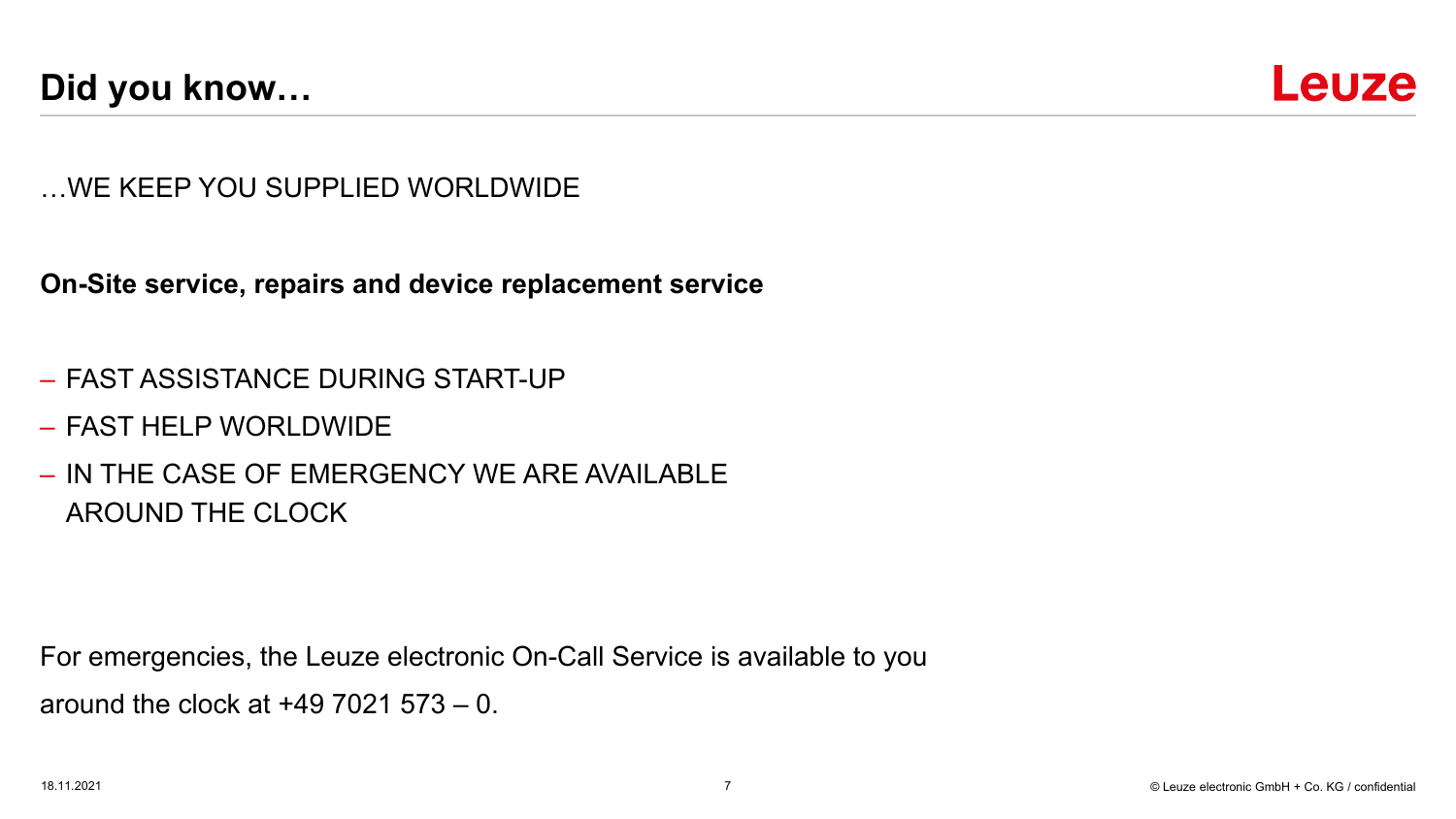# Did you know…

…WE KEEP YOU SUPPLIED WORLDWIDE

**On-Site service, repairs and device replacement service**

- FAST ASSISTANCE DURING START-UP
- FAST HELP WORLDWIDE
- IN THE CASE OF EMERGENCY WE ARE AVAILABLE AROUND THE CLOCK

For emergencies, the Leuze electronic On-Call Service is available to you around the clock at +49 7021 573 – 0.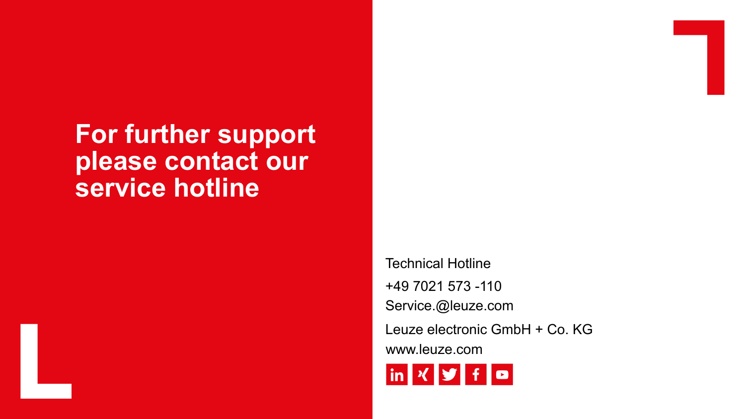# For further support please contact our service hotline

Technical Hotline

+49 7021 573 -110

Service.@leuze.com

Leuze electronic GmbH + Co. KG

www.leuze.com